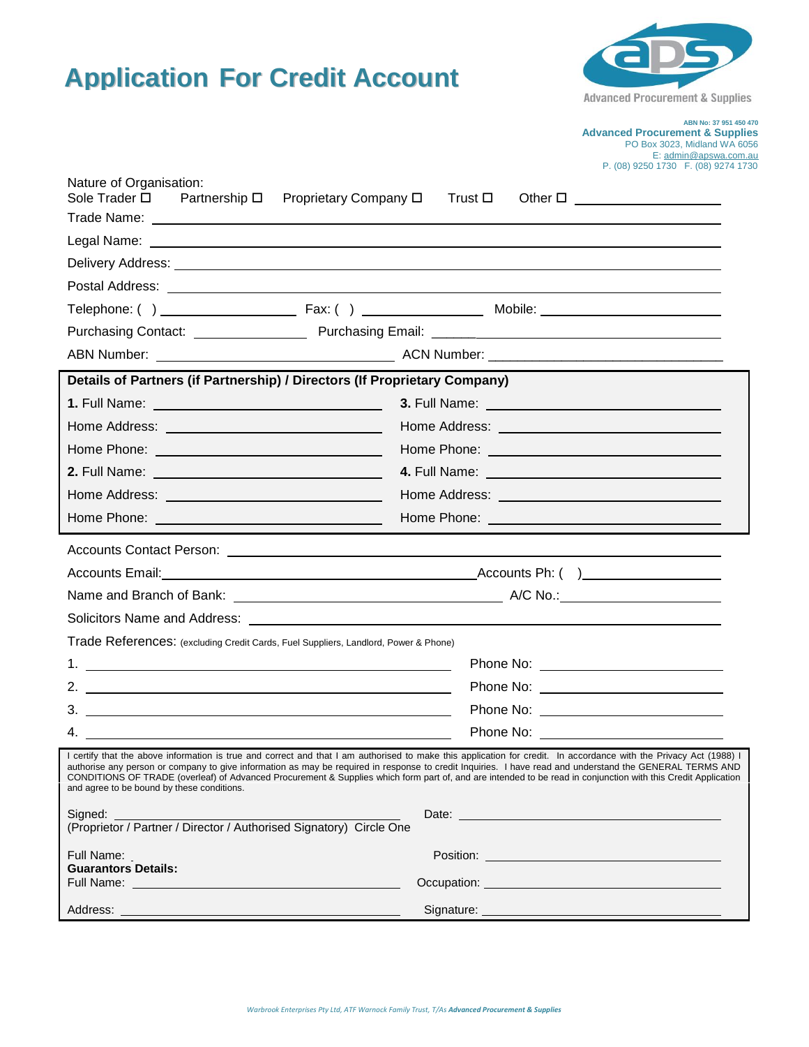# Application For Credit Account

ABN No: 37 951 450 470
**Advanced Procurement & Supplies**
PO Box 3023, Midland WA 6056
E: admin@apswa.com.au
P. (08) 9250 1730 F. (08) 9274 1730

Nature of Organisation:
Sole Trader ☐ Partnership ☐ Proprietary Company ☐ Trust ☐ Other ☐ ____________________

Trade Name: ____________________

Legal Name: ____________________

Delivery Address: ____________________

Postal Address: ____________________

Telephone: ( ) ____________________ Fax: ( ) ____________________ Mobile: ____________________

Purchasing Contact: ____________________ Purchasing Email: ____________________

ABN Number: ____________________ ACN Number: ____________________

**Details of Partners (if Partnership) / Directors (If Proprietary Company)**

**1.** Full Name: ____________________ **3.** Full Name: ____________________

Home Address: ____________________ Home Address: ____________________

Home Phone: ____________________ Home Phone: ____________________

**2.** Full Name: ____________________ **4.** Full Name: ____________________

Home Address: ____________________ Home Address: ____________________

Home Phone: ____________________ Home Phone: ____________________

Accounts Contact Person: ____________________

Accounts Email: ____________________ Accounts Ph: ( ) ____________________

Name and Branch of Bank: ____________________ A/C No.: ____________________

Solicitors Name and Address: ____________________

Trade References: (excluding Credit Cards, Fuel Suppliers, Landlord, Power & Phone)

1. ____________________ Phone No: ____________________
2. ____________________ Phone No: ____________________
3. ____________________ Phone No: ____________________
4. ____________________ Phone No: ____________________

I certify that the above information is true and correct and that I am authorised to make this application for credit. In accordance with the Privacy Act (1988) I authorise any person or company to give information as may be required in response to credit Inquiries. I have read and understand the GENERAL TERMS AND CONDITIONS OF TRADE (overleaf) of Advanced Procurement & Supplies which form part of, and are intended to be read in conjunction with this Credit Application and agree to be bound by these conditions.

Signed: ____________________ Date: ____________________
(Proprietor / Partner / Director / Authorised Signatory) Circle One

Full Name: ____________________ Position: ____________________

**Guarantors Details:**

Full Name: ____________________ Occupation: ____________________

Address: ____________________ Signature: ____________________

*Warbrook Enterprises Pty Ltd, ATF Warnock Family Trust, T/As* ***Advanced Procurement & Supplies***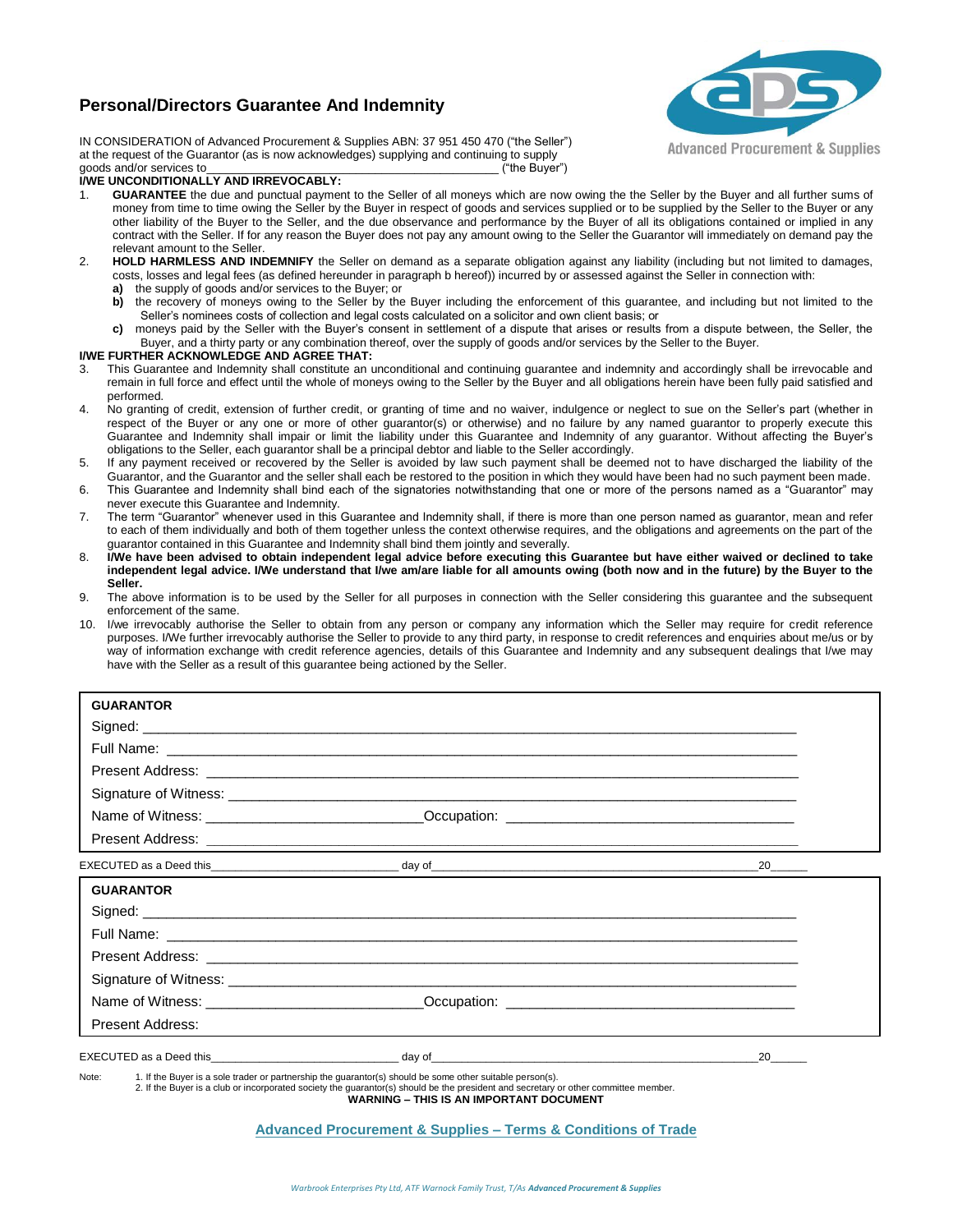# Personal/Directors Guarantee And Indemnity

Advanced Procurement & Supplies

IN CONSIDERATION of Advanced Procurement & Supplies ABN: 37 951 450 470 ("the Seller") at the request of the Guarantor (as is now acknowledged) supplying and continuing to supply goods and/or services to_____________________________________________ ("the Buyer")

**I/WE UNCONDITIONALLY AND IRREVOCABLY:**

1. **GUARANTEE** the due and punctual payment to the Seller of all moneys which are now owing the the Seller by the Buyer and all further sums of money from time to time owing the Seller by the Buyer in respect of goods and services supplied or to be supplied by the Seller to the Buyer or any other liability of the Buyer to the Seller, and the due observance and performance by the Buyer of all its obligations contained or implied in any contract with the Seller. If for any reason the Buyer does not pay any amount owing to the Seller the Guarantor will immediately on demand pay the relevant amount to the Seller.
2. **HOLD HARMLESS AND INDEMNIFY** the Seller on demand as a separate obligation against any liability (including but not limited to damages, costs, losses and legal fees (as defined hereunder in paragraph b hereof)) incurred by or assessed against the Seller in connection with:
   **a)** the supply of goods and/or services to the Buyer; or
   **b)** the recovery of moneys owing to the Seller by the Buyer including the enforcement of this guarantee, and including but not limited to the Seller's nominees costs of collection and legal costs calculated on a solicitor and own client basis; or
   **c)** moneys paid by the Seller with the Buyer's consent in settlement of a dispute that arises or results from a dispute between, the Seller, the Buyer, and a thirty party or any combination thereof, over the supply of goods and/or services by the Seller to the Buyer.

**I/WE FURTHER ACKNOWLEDGE AND AGREE THAT:**

3. This Guarantee and Indemnity shall constitute an unconditional and continuing guarantee and indemnity and accordingly shall be irrevocable and remain in full force and effect until the whole of moneys owing to the Seller by the Buyer and all obligations herein have been fully paid satisfied and performed.
4. No granting of credit, extension of further credit, or granting of time and no waiver, indulgence or neglect to sue on the Seller's part (whether in respect of the Buyer or any one or more of other guarantor(s) or otherwise) and no failure by any named guarantor to properly execute this Guarantee and Indemnity shall impair or limit the liability under this Guarantee and Indemnity of any guarantor. Without affecting the Buyer's obligations to the Seller, each guarantor shall be a principal debtor and liable to the Seller accordingly.
5. If any payment received or recovered by the Seller is avoided by law such payment shall be deemed not to have discharged the liability of the Guarantor, and the Guarantor and the seller shall each be restored to the position in which they would have been had no such payment been made.
6. This Guarantee and Indemnity shall bind each of the signatories notwithstanding that one or more of the persons named as a "Guarantor" may never execute this Guarantee and Indemnity.
7. The term "Guarantor" whenever used in this Guarantee and Indemnity shall, if there is more than one person named as guarantor, mean and refer to each of them individually and both of them together unless the context otherwise requires, and the obligations and agreements on the part of the guarantor contained in this Guarantee and Indemnity shall bind them jointly and severally.
8. **I/We have been advised to obtain independent legal advice before executing this Guarantee but have either waived or declined to take independent legal advice. I/We understand that I/we am/are liable for all amounts owing (both now and in the future) by the Buyer to the Seller.**
9. The above information is to be used by the Seller for all purposes in connection with the Seller considering this guarantee and the subsequent enforcement of the same.
10. I/we irrevocably authorise the Seller to obtain from any person or company any information which the Seller may require for credit reference purposes. I/We further irrevocably authorise the Seller to provide to any third party, in response to credit references and enquiries about me/us or by way of information exchange with credit reference agencies, details of this Guarantee and Indemnity and any subsequent dealings that I/we may have with the Seller as a result of this guarantee being actioned by the Seller.

**GUARANTOR**

Signed: ____________________________________________

Full Name: ____________________________________________

Present Address: ____________________________________________

Signature of Witness: ____________________________________________

Name of Witness: ____________________________ Occupation: ____________________________

Present Address: ____________________________________________

EXECUTED as a Deed this____________________ day of____________________________________ 20______

**GUARANTOR**

Signed: ____________________________________________

Full Name: ____________________________________________

Present Address: ____________________________________________

Signature of Witness: ____________________________________________

Name of Witness: ____________________________ Occupation: ____________________________

Present Address:

EXECUTED as a Deed this____________________ day of____________________________________ 20______

Note: 1. If the Buyer is a sole trader or partnership the guarantor(s) should be some other suitable person(s).
2. If the Buyer is a club or incorporated society the guarantor(s) should be the president and secretary or other committee member.

**WARNING – THIS IS AN IMPORTANT DOCUMENT**

**Advanced Procurement & Supplies – Terms & Conditions of Trade**

*Warbrook Enterprises Pty Ltd, ATF Warnock Family Trust, T/As* ***Advanced Procurement & Supplies***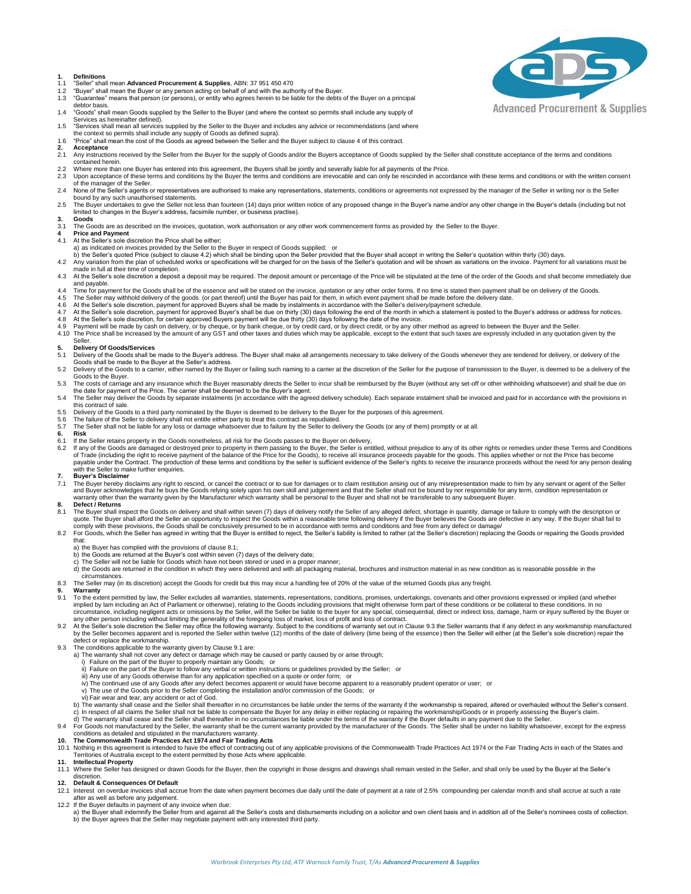**Advanced Procurement & Supplies**

## 1. Definitions

1.1 "Seller" shall mean **Advanced Procurement & Supplies**, ABN: 37 951 450 470
1.2 "Buyer" shall mean the Buyer or any person acting on behalf of and with the authority of the Buyer.
1.3 "Guarantee" means that person (or persons), or entity who agrees herein to be liable for the debts of the Buyer on a principal debtor basis.
1.4 "Goods" shall mean Goods supplied by the Seller to the Buyer (and where the context so permits shall include any supply of Services as hereinafter defined).
1.5 "Services shall mean all services supplied by the Seller to the Buyer and includes any advice or recommendations (and where the context so permits shall include any supply of Goods as defined supra).
1.6 "Price" shall mean the cost of the Goods as agreed between the Seller and the Buyer subject to clause 4 of this contract.

## 2. Acceptance

2.1 Any instructions received by the Seller from the Buyer for the supply of Goods and/or the Buyers acceptance of Goods supplied by the Seller shall constitute acceptance of the terms and conditions contained herein.
2.2 Where more than one Buyer has entered into this agreement, the Buyers shall be jointly and severally liable for all payments of the Price.
2.3 Upon acceptance of these terms and conditions by the Buyer the terms and conditions are irrevocable and can only be rescinded in accordance with these terms and conditions or with the written consent of the manager of the Seller.
2.4 None of the Seller's agents or representatives are authorised to make any representations, statements, conditions or agreements not expressed by the manager of the Seller in writing nor is the Seller bound by any such unauthorised statements.
2.5 The Buyer undertakes to give the Seller not less than fourteen (14) days prior written notice of any proposed change in the Buyer's name and/or any other change in the Buyer's details (including but not limited to changes in the Buyer's address, facsimile number, or business practise).

## 3. Goods

3.1 The Goods are as described on the invoices, quotation, work authorisation or any other work commencement forms as provided by the Seller to the Buyer.

## 4 Price and Payment

4.1 At the Seller's sole discretion the Price shall be either;
a) as indicated on invoices provided by the Seller to the Buyer in respect of Goods supplied: or
b) the Seller's quoted Price (subject to clause 4.2) which shall be binding upon the Seller provided that the Buyer shall accept in writing the Seller's quotation within thirty (30) days.
4.2 Any variation from the plan of scheduled works or specifications will be charged for on the basis of the Seller's quotation and will be shown as variations on the invoice. Payment for all variations must be made in full at their time of completion.
4.3 At the Seller's sole discretion a deposit a deposit may be required. The deposit amount or percentage of the Price will be stipulated at the time of the order of the Goods and shall become immediately due and payable.
4.4 Time for payment for the Goods shall be of the essence and will be stated on the invoice, quotation or any other order forms. If no time is stated then payment shall be on delivery of the Goods.
4.5 The Seller may withhold delivery of the goods (or part thereof) until the Buyer has paid for them, in which event payment shall be made before the delivery date.
4.6 At the Seller's sole discretion, payment for approved Buyers shall be made by instalments in accordance with the Seller's delivery/payment schedule.
4.7 At the Seller's sole discretion, payment for approved Buyer's shall be due on thirty (30) days following the end of the month in which a statement is posted to the Buyer's address or address for notices.
4.8 At the Seller's sole discretion, for certain approved Buyers payment will be due thirty (30) days following the date of the invoice.
4.9 Payment will be made by cash on delivery, or by cheque, or by bank cheque, or by credit card, or by direct credit, or by any other method as agreed to between the Buyer and the Seller.
4.10 The Price shall be increased by the amount of any GST and other taxes and duties which may be applicable, except to the extent that such taxes are expressly included in any quotation given by the Seller.

## 5. Delivery Of Goods/Services

5.1 Delivery of the Goods shall be made to the Buyer's address. The Buyer shall make all arrangements necessary to take delivery of the Goods whenever they are tendered for delivery, or delivery of the Goods shall be made to the Buyer at the Seller's address.
5.2 Delivery of the Goods to a carrier, either named by the Buyer or failing such naming to a carrier at the discretion of the Seller for the purpose of transmission to the Buyer, is deemed to be a delivery of the Goods to the Buyer.
5.3 The costs of carriage and any insurance which the Buyer reasonably directs the Seller to incur shall be reimbursed by the Buyer (without any set-off or other withholding whatsoever) and shall be due on the date for payment of the Price. The carrier shall be deemed to be the Buyer's agent.
5.4 The Seller may deliver the Goods by separate instalments (in accordance with the agreed delivery schedule). Each separate instalment shall be invoiced and paid for in accordance with the provisions in this contract of sale.
5.5 Delivery of the Goods to a third party nominated by the Buyer is deemed to be delivery to the Buyer for the purposes of this agreement.
5.6 The failure of the Seller to delivery shall not entitle either party to treat this contract as repudiated.
5.7 The Seller shall not be liable for any loss or damage whatsoever due to failure by the Seller to delivery the Goods (or any of them) promptly or at all.

## 6. Risk

6.1 If the Seller retains property in the Goods nonetheless, all risk for the Goods passes to the Buyer on delivery,
6.2 If any of the Goods are damaged or destroyed prior to property in them passing to the Buyer, the Seller is entitled, without prejudice to any of its other rights or remedies under these Terms and Conditions of Trade (including the right to receive payment of the balance of the Price for the Goods), to receive all insurance proceeds payable for the goods. This applies whether or not the Price has become payable under the Contract. The production of these terms and conditions by the seller is sufficient evidence of the Seller's rights to receive the insurance proceeds without the need for any person dealing with the Seller to make further enquiries.

## 7. Buyer's Disclaimer

7.1 The Buyer hereby disclaims any right to rescind, or cancel the contract or to sue for damages or to claim restitution arising out of any misrepresentation made to him by any servant or agent of the Seller and Buyer acknowledges that he buys the Goods relying solely upon his own skill and judgement and that the Seller shall not be bound by nor responsible for any term, condition representation or warranty other than the warranty given by the Manufacturer which warranty shall be personal to the Buyer and shall not be transferable to any subsequent Buyer.

## 8. Defect / Returns

8.1 The Buyer shall inspect the Goods on delivery and shall within seven (7) days of delivery notify the Seller of any alleged defect, shortage in quantity, damage or failure to comply with the description or quote. The Buyer shall afford the Seller an opportunity to inspect the Goods within a reasonable time following delivery if the Buyer believes the Goods are defective in any way. If the Buyer shall fail to comply with these provisions, the Goods shall be conclusively presumed to be in accordance with terms and conditions and free from any defect or damage/
8.2 For Goods, which the Seller has agreed in writing that the Buyer is entitled to reject, the Seller's liability is limited to rather (at the Seller's discretion) replacing the Goods or repairing the Goods provided that:
a) the Buyer has complied with the provisions of clause 8.1;
b) the Goods are returned at the Buyer's cost within seven (7) days of the delivery date;
c) The Seller will not be liable for Goods which have not been stored or used in a proper manner;
d) the Goods are returned in the condition in which they were delivered and with all packaging material, brochures and instruction material in as new condition as is reasonable possible in the circumstances.
8.3 The Seller may (in its discretion) accept the Goods for credit but this may incur a handling fee of 20% of the value of the returned Goods plus any freight.

## 9. Warranty

9.1 To the extent permitted by law, the Seller excludes all warranties, statements, representations, conditions, promises, undertakings, covenants and other provisions expressed or implied (and whether implied by lam including an Act of Parliament or otherwise), relating to the Goods including provisions that might otherwise form part of these conditions or be collateral to these conditions. In no circumstance, including negligent acts or omissions by the Seller, will the Seller be liable to the buyer for any special, consequential, direct or indirect loss, damage, harm or injury suffered by the Buyer or any other person including without limiting the generality of the foregoing loss of market, loss of profit and loss of contract.
9.2 At the Seller's sole discretion the Seller may office the following warranty. Subject to the conditions of warranty set out in Clause 9.3 the Seller warrants that if any defect in any workmanship manufactured by the Seller becomes apparent and is reported the Seller within twelve (12) months of the date of delivery (time being of the essence) then the Seller will either (at the Seller's sole discretion) repair the defect or replace the workmanship.
9.3 The conditions applicable to the warranty given by Clause 9.1 are:
a) The warranty shall not cover any defect or damage which may be caused or partly caused by or arise through;
i) Failure on the part of the Buyer to properly maintain any Goods; or
ii) Failure on the part of the Buyer to follow any verbal or written instructions or guidelines provided by the Seller; or
iii) Any use of any Goods otherwise than for any application specified on a quote or order form; or
iv) The continued use of any Goods after any defect becomes apparent or would have become apparent to a reasonably prudent operator or user; or
v) The use of the Goods prior to the Seller completing the installation and/or commission of the Goods; or
vi) Fair wear and tear, any accident or act of God.
b) The warranty shall cease and the Seller shall thereafter in no circumstances be liable under the terms of the warranty if the workmanship is repaired, altered or overhauled without the Seller's consent.
c) In respect of all claims the Seller shall not be liable to compensate the Buyer for any delay in either replacing or repairing the workmanship/Goods or in properly assessing the Buyer's claim.
d) The warranty shall cease and the Seller shall thereafter in no circumstances be liable under the terms of the warranty if the Buyer defaults in any payment due to the Seller.
9.4 For Goods not manufactured by the Seller, the warranty shall be the current warranty provided by the manufacturer of the Goods. The Seller shall be under no liability whatsoever, except for the express conditions as detailed and stipulated in the manufacturers warranty.

## 10. The Commonwealth Trade Practices Act 1974 and Fair Trading Acts

10.1 Nothing in this agreement is intended to have the effect of contracting out of any applicable provisions of the Commonwealth Trade Practices Act 1974 or the Fair Trading Acts in each of the States and Territories of Australia except to the extent permitted by those Acts where applicable.

## 11. Intellectual Property

11.1 Where the Seller has designed or drawn Goods for the Buyer, then the copyright in those designs and drawings shall remain vested in the Seller, and shall only be used by the Buyer at the Seller's discretion.

## 12. Default & Consequences Of Default

12.1 Interest on overdue invoices shall accrue from the date when payment becomes due daily until the date of payment at a rate of 2.5% compounding per calendar month and shall accrue at such a rate after as well as before any judgement.
12.2 If the Buyer defaults in payment of any invoice when due:
a) the Buyer shall indemnify the Seller from and against all the Seller's costs and disbursements including on a solicitor and own client basis and in addition all of the Seller's nominees costs of collection.
b) the Buyer agrees that the Seller may negotiate payment with any interested third party.

*Warbrook Enterprises Pty Ltd, ATF Warnock Family Trust, T/As **Advanced Procurement & Supplies***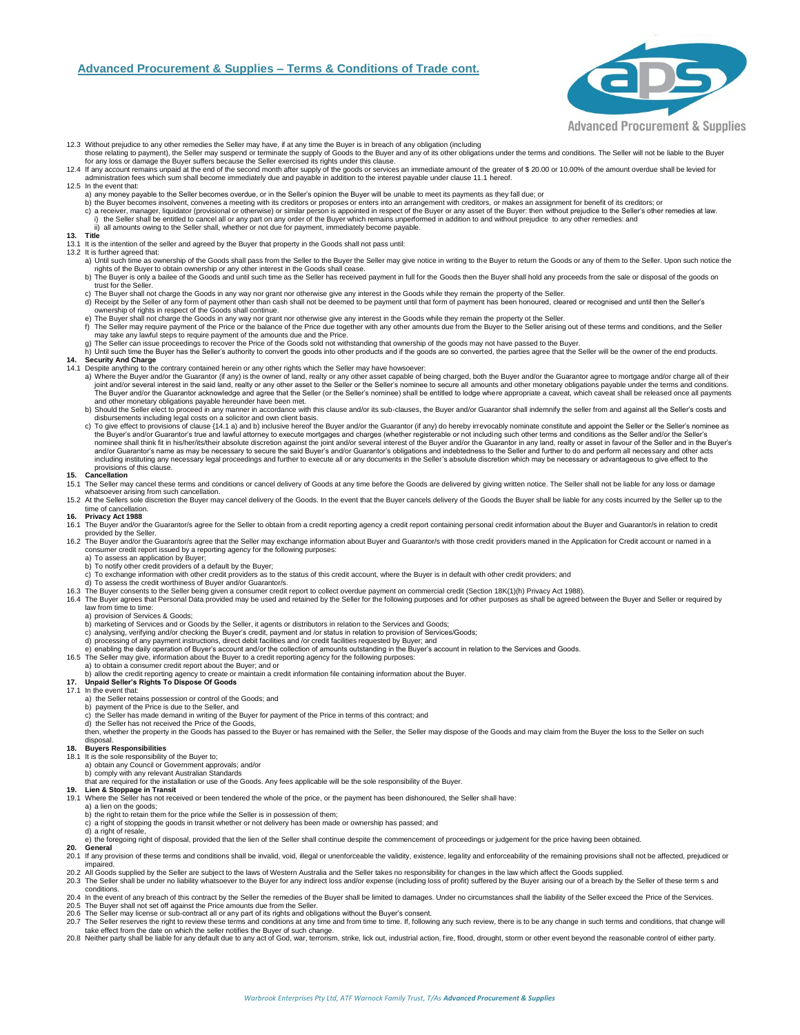## Advanced Procurement & Supplies – Terms & Conditions of Trade cont.

12.3 Without prejudice to any other remedies the Seller may have, if at any time the Buyer is in breach of any obligation (including those relating to payment), the Seller may suspend or terminate the supply of Goods to the Buyer and any of its other obligations under the terms and conditions. The Seller will not be liable to the Buyer for any loss or damage the Buyer suffers because the Seller exercised its rights under this clause.

12.4 If any account remains unpaid at the end of the second month after supply of the goods or services an immediate amount of the greater of $ 20.00 or 10.00% of the amount overdue shall be levied for administration fees which sum shall become immediately due and payable in addition to the interest payable under clause 11.1 hereof.

12.5 In the event that:

a) any money payable to the Seller becomes overdue, or in the Seller's opinion the Buyer will be unable to meet its payments as they fall due; or

b) the Buyer becomes insolvent, convenes a meeting with its creditors or proposes or enters into an arrangement with creditors, or makes an assignment for benefit of its creditors; or

c) a receiver, manager, liquidator (provisional or otherwise) or similar person is appointed in respect of the Buyer or any asset of the Buyer: then without prejudice to the Seller's other remedies at law.

i) the Seller shall be entitled to cancel all or any part on any order of the Buyer which remains unperformed in addition to and without prejudice to any other remedies: and

ii) all amounts owing to the Seller shall, whether or not due for payment, immediately become payable.

**13. Title**

13.1 It is the intention of the seller and agreed by the Buyer that property in the Goods shall not pass until:

13.2 It is further agreed that:

a) Until such time as ownership of the Goods shall pass from the Seller to the Buyer the Seller may give notice in writing to the Buyer to return the Goods or any of them to the Seller. Upon such notice the rights of the Buyer to obtain ownership or any other interest in the Goods shall cease.

b) The Buyer is only a bailee of the Goods and until such time as the Seller has received payment in full for the Goods then the Buyer shall hold any proceeds from the sale or disposal of the goods on trust for the Seller.

c) The Buyer shall not charge the Goods in any way nor grant nor otherwise give any interest in the Goods while they remain the property of the Seller.

d) Receipt by the Seller of any form of payment other than cash shall not be deemed to be payment until that form of payment has been honoured, cleared or recognised and until then the Seller's ownership of rights in respect of the Goods shall continue.

e) The Buyer shall not charge the Goods in any way nor grant nor otherwise give any interest in the Goods while they remain the property ot the Seller.

f) The Seller may require payment of the Price or the balance of the Price due together with any other amounts due from the Buyer to the Seller arising out of these terms and conditions, and the Seller may take any lawful steps to require payment of the amounts due and the Price.

g) The Seller can issue proceedings to recover the Price of the Goods sold not withstanding that ownership of the goods may not have passed to the Buyer.

h) Until such time the Buyer has the Seller's authority to convert the goods into other products and if the goods are so converted, the parties agree that the Seller will be the owner of the end products.

**14. Security And Charge**

14.1 Despite anything to the contrary contained herein or any other rights which the Seller may have howsoever:

a) Where the Buyer and/or the Guarantor (if any) is the owner of land, realty or any other asset capable of being charged, both the Buyer and/or the Guarantor agree to mortgage and/or charge all of their joint and/or several interest in the said land, realty or any other asset to the Seller or the Seller's nominee to secure all amounts and other monetary obligations payable under the terms and conditions. The Buyer and/or the Guarantor acknowledge and agree that the Seller (or the Seller's nominee) shall be entitled to lodge where appropriate a caveat, which caveat shall be released once all payments and other monetary obligations payable hereunder have been met.

b) Should the Seller elect to proceed in any manner in accordance with this clause and/or its sub-clauses, the Buyer and/or Guarantor shall indemnify the seller from and against all the Seller's costs and disbursements including legal costs on a solicitor and own client basis.

c) To give effect to provisions of clause (14.1 a) and b) inclusive hereof the Buyer and/or the Guarantor (if any) do hereby irrevocably nominate constitute and appoint the Seller or the Seller's nominee as the Buyer's and/or Guarantor's true and lawful attorney to execute mortgages and charges (whether registerable or not including such other terms and conditions as the Seller and/or the Seller's nominee shall think fit in his/her/its/their absolute discretion against the joint and/or several interest of the Buyer and/or the Guarantor in any land, realty or asset in favour of the Seller and in the Buyer's and/or Guarantor's name as may be necessary to secure the said Buyer's and/or Guarantor's obligations and indebtedness to the Seller and further to do and perform all necessary and other acts including instituting any necessary legal proceedings and further to execute all or any documents in the Seller's absolute discretion which may be necessary or advantageous to give effect to the provisions of this clause.

**15. Cancellation**

15.1 The Seller may cancel these terms and conditions or cancel delivery of Goods at any time before the Goods are delivered by giving written notice. The Seller shall not be liable for any loss or damage whatsoever arising from such cancellation.

15.2 At the Sellers sole discretion the Buyer may cancel delivery of the Goods. In the event that the Buyer cancels delivery of the Goods the Buyer shall be liable for any costs incurred by the Seller up to the time of cancellation.

**16. Privacy Act 1988**

16.1 The Buyer and/or the Guarantor/s agree for the Seller to obtain from a credit reporting agency a credit report containing personal credit information about the Buyer and Guarantor/s in relation to credit provided by the Seller.

16.2 The Buyer and/or the Guarantor/s agree that the Seller may exchange information about Buyer and Guarantor/s with those credit providers maned in the Application for Credit account or named in a consumer credit report issued by a reporting agency for the following purposes:

a) To assess an application by Buyer;

b) To notify other credit providers of a default by the Buyer;

c) To exchange information with other credit providers as to the status of this credit account, where the Buyer is in default with other credit providers; and

d) To assess the credit worthiness of Buyer and/or Guarantor/s.

16.3 The Buyer consents to the Seller being given a consumer credit report to collect overdue payment on commercial credit (Section 18K(1)(h) Privacy Act 1988).

16.4 The Buyer agrees that Personal Data provided may be used and retained by the Seller for the following purposes and for other purposes as shall be agreed between the Buyer and Seller or required by law from time to time:

a) provision of Services & Goods;

b) marketing of Services and or Goods by the Seller, it agents or distributors in relation to the Services and Goods;

c) analysing, verifying and/or checking the Buyer's credit, payment and /or status in relation to provision of Services/Goods;

d) processing of any payment instructions, direct debit facilities and /or credit facilities requested by Buyer; and

e) enabling the daily operation of Buyer's account and/or the collection of amounts outstanding in the Buyer's account in relation to the Services and Goods.

16.5 The Seller may give, information about the Buyer to a credit reporting agency for the following purposes:

a) to obtain a consumer credit report about the Buyer; and or

b) allow the credit reporting agency to create or maintain a credit information file containing information about the Buyer.

**17. Unpaid Seller's Rights To Dispose Of Goods**

17.1 In the event that:

a) the Seller retains possession or control of the Goods; and

b) payment of the Price is due to the Seller, and

c) the Seller has made demand in writing of the Buyer for payment of the Price in terms of this contract; and

d) the Seller has not received the Price of the Goods,

then, whether the property in the Goods has passed to the Buyer or has remained with the Seller, the Seller may dispose of the Goods and may claim from the Buyer the loss to the Seller on such disposal.

**18. Buyers Responsibilities**

18.1 It is the sole responsibility of the Buyer to;

a) obtain any Council or Government approvals; and/or

b) comply with any relevant Australian Standards

that are required for the installation or use of the Goods. Any fees applicable will be the sole responsibility of the Buyer.

**19. Lien & Stoppage in Transit**

19.1 Where the Seller has not received or been tendered the whole of the price, or the payment has been dishonoured, the Seller shall have:

a) a lien on the goods;

b) the right to retain them for the price while the Seller is in possession of them;

c) a right of stopping the goods in transit whether or not delivery has been made or ownership has passed; and

d) a right of resale,

e) the foregoing right of disposal, provided that the lien of the Seller shall continue despite the commencement of proceedings or judgement for the price having been obtained.

**20. General**

20.1 If any provision of these terms and conditions shall be invalid, void, illegal or unenforceable the validity, existence, legality and enforceability of the remaining provisions shall not be affected, prejudiced or impaired.

20.2 All Goods supplied by the Seller are subject to the laws of Western Australia and the Seller takes no responsibility for changes in the law which affect the Goods supplied.

20.3 The Seller shall be under no liability whatsoever to the Buyer for any indirect loss and/or expense (including loss of profit) suffered by the Buyer arising our of a breach by the Seller of these term s and conditions.

20.4 In the event of any breach of this contract by the Seller the remedies of the Buyer shall be limited to damages. Under no circumstances shall the liability of the Seller exceed the Price of the Services.

20.5 The Buyer shall not set off against the Price amounts due from the Seller.

20.6 The Seller may license or sub-contract all or any part of its rights and obligations without the Buyer's consent.

20.7 The Seller reserves the right to review these terms and conditions at any time and from time to time. If, following any such review, there is to be any change in such terms and conditions, that change will take effect from the date on which the seller notifies the Buyer of such change.

20.8 Neither party shall be liable for any default due to any act of God, war, terrorism, strike, lick out, industrial action, fire, flood, drought, storm or other event beyond the reasonable control of either party.

*Warbrook Enterprises Pty Ltd, ATF Warnock Family Trust, T/As* ***Advanced Procurement & Supplies***